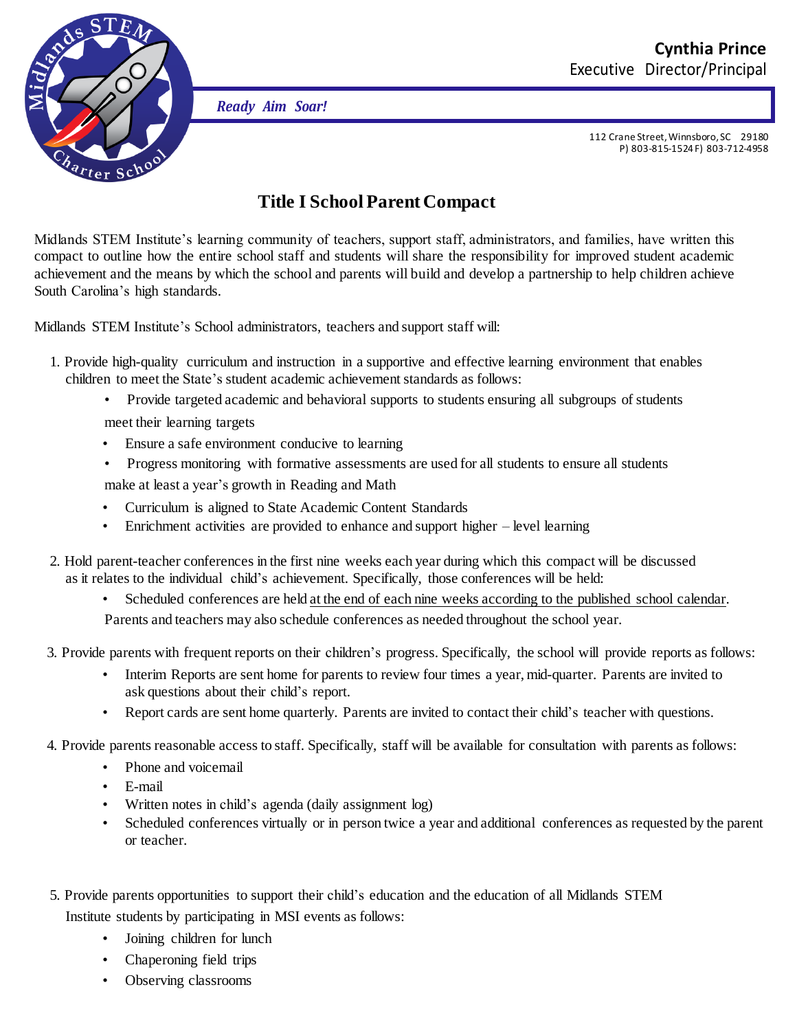**Cynthia Prince**
Executive Director/Principal

*Ready Aim Soar!*

112 Crane Street, Winnsboro, SC 29180
P) 803-815-1524 F) 803-712-4958

# Title I School Parent Compact

Midlands STEM Institute's learning community of teachers, support staff, administrators, and families, have written this compact to outline how the entire school staff and students will share the responsibility for improved student academic achievement and the means by which the school and parents will build and develop a partnership to help children achieve South Carolina's high standards.

Midlands STEM Institute's School administrators, teachers and support staff will:

1. Provide high-quality curriculum and instruction in a supportive and effective learning environment that enables children to meet the State's student academic achievement standards as follows:
   - Provide targeted academic and behavioral supports to students ensuring all subgroups of students meet their learning targets
   - Ensure a safe environment conducive to learning
   - Progress monitoring with formative assessments are used for all students to ensure all students make at least a year's growth in Reading and Math
   - Curriculum is aligned to State Academic Content Standards
   - Enrichment activities are provided to enhance and support higher – level learning

2. Hold parent-teacher conferences in the first nine weeks each year during which this compact will be discussed as it relates to the individual child's achievement. Specifically, those conferences will be held:
   - Scheduled conferences are held at the end of each nine weeks according to the published school calendar. Parents and teachers may also schedule conferences as needed throughout the school year.

3. Provide parents with frequent reports on their children's progress. Specifically, the school will provide reports as follows:
   - Interim Reports are sent home for parents to review four times a year, mid-quarter. Parents are invited to ask questions about their child's report.
   - Report cards are sent home quarterly. Parents are invited to contact their child's teacher with questions.

4. Provide parents reasonable access to staff. Specifically, staff will be available for consultation with parents as follows:
   - Phone and voicemail
   - E-mail
   - Written notes in child's agenda (daily assignment log)
   - Scheduled conferences virtually or in person twice a year and additional conferences as requested by the parent or teacher.

5. Provide parents opportunities to support their child's education and the education of all Midlands STEM Institute students by participating in MSI events as follows:
   - Joining children for lunch
   - Chaperoning field trips
   - Observing classrooms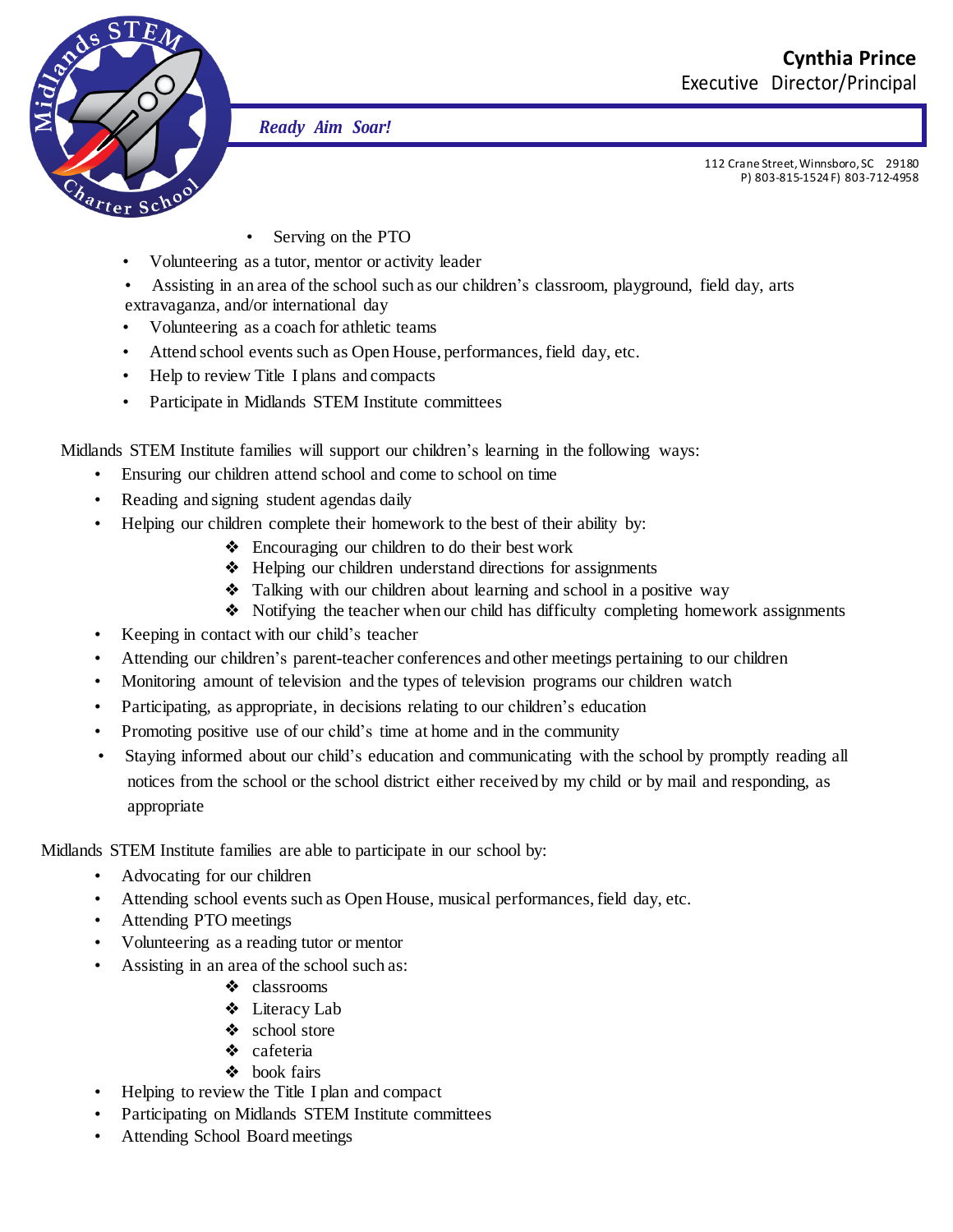- Serving on the PTO
- Volunteering as a tutor, mentor or activity leader
- Assisting in an area of the school such as our children's classroom, playground, field day, arts extravaganza, and/or international day
- Volunteering as a coach for athletic teams
- Attend school events such as Open House, performances, field day, etc.
- Help to review Title I plans and compacts
- Participate in Midlands STEM Institute committees

Midlands STEM Institute families will support our children's learning in the following ways:

- Ensuring our children attend school and come to school on time
- Reading and signing student agendas daily
- Helping our children complete their homework to the best of their ability by:
  - Encouraging our children to do their best work
  - Helping our children understand directions for assignments
  - Talking with our children about learning and school in a positive way
  - Notifying the teacher when our child has difficulty completing homework assignments
- Keeping in contact with our child's teacher
- Attending our children's parent-teacher conferences and other meetings pertaining to our children
- Monitoring amount of television and the types of television programs our children watch
- Participating, as appropriate, in decisions relating to our children's education
- Promoting positive use of our child's time at home and in the community
- Staying informed about our child's education and communicating with the school by promptly reading all notices from the school or the school district either received by my child or by mail and responding, as appropriate

Midlands STEM Institute families are able to participate in our school by:

- Advocating for our children
- Attending school events such as Open House, musical performances, field day, etc.
- Attending PTO meetings
- Volunteering as a reading tutor or mentor
- Assisting in an area of the school such as:
  - classrooms
  - Literacy Lab
  - school store
  - cafeteria
  - book fairs
- Helping to review the Title I plan and compact
- Participating on Midlands STEM Institute committees
- Attending School Board meetings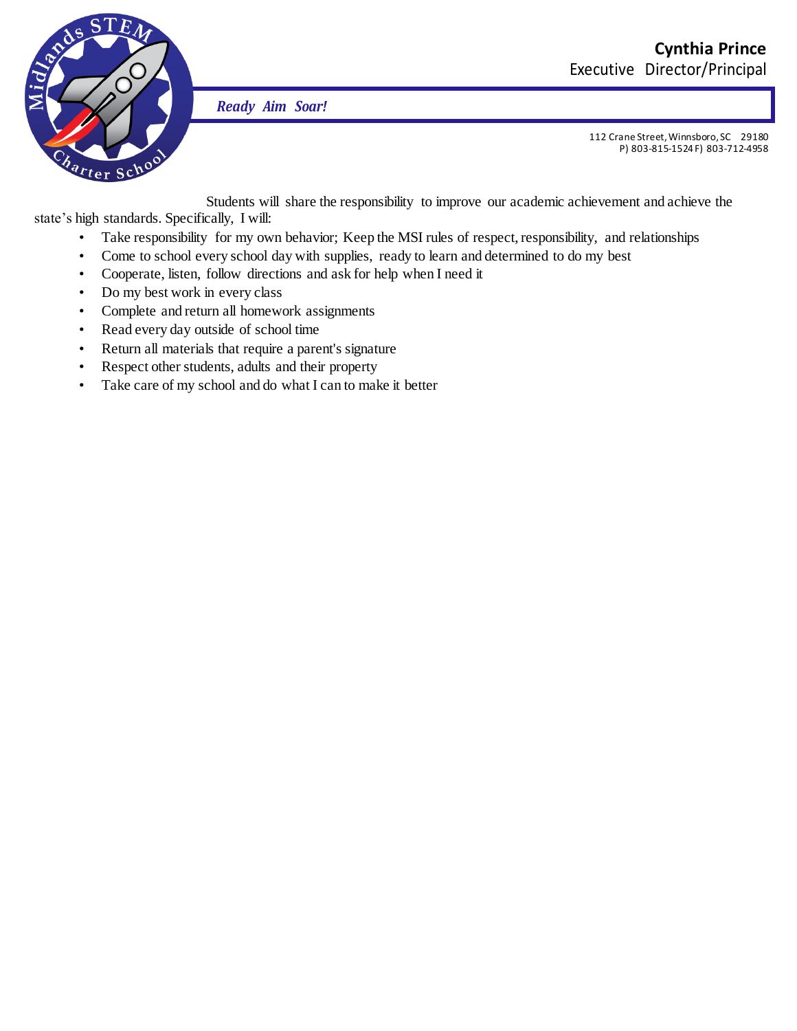**Cynthia Prince**
Executive Director/Principal

*Ready Aim Soar!*

112 Crane Street, Winnsboro, SC 29180
P) 803-815-1524 F) 803-712-4958

Students will share the responsibility to improve our academic achievement and achieve the state's high standards. Specifically, I will:

- Take responsibility for my own behavior; Keep the MSI rules of respect, responsibility, and relationships
- Come to school every school day with supplies, ready to learn and determined to do my best
- Cooperate, listen, follow directions and ask for help when I need it
- Do my best work in every class
- Complete and return all homework assignments
- Read every day outside of school time
- Return all materials that require a parent's signature
- Respect other students, adults and their property
- Take care of my school and do what I can to make it better